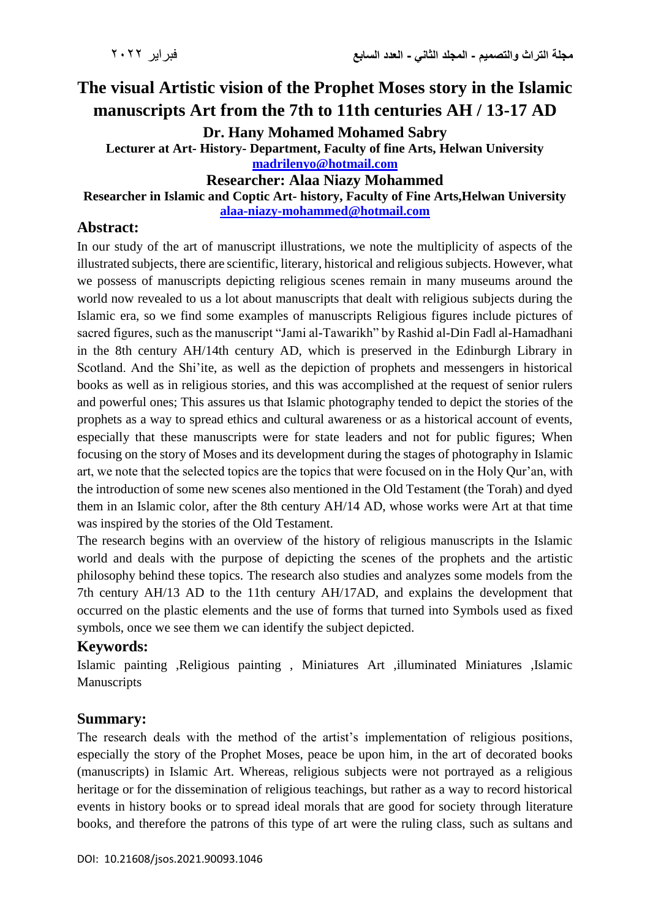# The visual Artistic vision of the Prophet Moses story in the Islamic manuscripts Art from the 7th to 11th centuries AH / 13-17 AD

**Dr. Hany Mohamed Mohamed Sabry**

**Lecturer at Art- History- Department, Faculty of fine Arts, Helwan University**

**madrilenyo@hotmail.com**

**Researcher: Alaa Niazy Mohammed**

**Researcher in Islamic and Coptic Art- history, Faculty of Fine Arts,Helwan University**

**alaa-niazy-mohammed@hotmail.com**

## Abstract:

In our study of the art of manuscript illustrations, we note the multiplicity of aspects of the illustrated subjects, there are scientific, literary, historical and religious subjects. However, what we possess of manuscripts depicting religious scenes remain in many museums around the world now revealed to us a lot about manuscripts that dealt with religious subjects during the Islamic era, so we find some examples of manuscripts Religious figures include pictures of sacred figures, such as the manuscript "Jami al-Tawarikh" by Rashid al-Din Fadl al-Hamadhani in the 8th century AH/14th century AD, which is preserved in the Edinburgh Library in Scotland. And the Shi'ite, as well as the depiction of prophets and messengers in historical books as well as in religious stories, and this was accomplished at the request of senior rulers and powerful ones; This assures us that Islamic photography tended to depict the stories of the prophets as a way to spread ethics and cultural awareness or as a historical account of events, especially that these manuscripts were for state leaders and not for public figures; When focusing on the story of Moses and its development during the stages of photography in Islamic art, we note that the selected topics are the topics that were focused on in the Holy Qur'an, with the introduction of some new scenes also mentioned in the Old Testament (the Torah) and dyed them in an Islamic color, after the 8th century AH/14 AD, whose works were Art at that time was inspired by the stories of the Old Testament.

The research begins with an overview of the history of religious manuscripts in the Islamic world and deals with the purpose of depicting the scenes of the prophets and the artistic philosophy behind these topics. The research also studies and analyzes some models from the 7th century AH/13 AD to the 11th century AH/17AD, and explains the development that occurred on the plastic elements and the use of forms that turned into Symbols used as fixed symbols, once we see them we can identify the subject depicted.

## Keywords:

Islamic painting ,Religious painting , Miniatures Art ,illuminated Miniatures ,Islamic Manuscripts

## Summary:

The research deals with the method of the artist's implementation of religious positions, especially the story of the Prophet Moses, peace be upon him, in the art of decorated books (manuscripts) in Islamic Art. Whereas, religious subjects were not portrayed as a religious heritage or for the dissemination of religious teachings, but rather as a way to record historical events in history books or to spread ideal morals that are good for society through literature books, and therefore the patrons of this type of art were the ruling class, such as sultans and

DOI: 10.21608/jsos.2021.90093.1046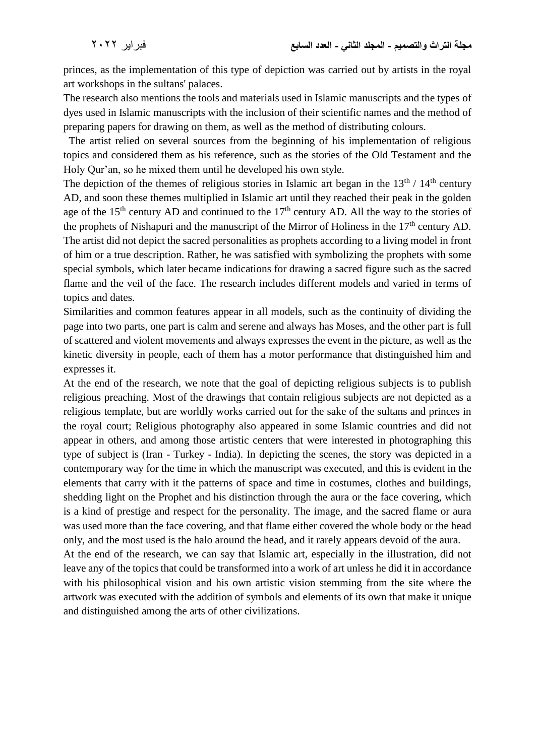princes, as the implementation of this type of depiction was carried out by artists in the royal art workshops in the sultans' palaces.

The research also mentions the tools and materials used in Islamic manuscripts and the types of dyes used in Islamic manuscripts with the inclusion of their scientific names and the method of preparing papers for drawing on them, as well as the method of distributing colours.

The artist relied on several sources from the beginning of his implementation of religious topics and considered them as his reference, such as the stories of the Old Testament and the Holy Qur'an, so he mixed them until he developed his own style.

The depiction of the themes of religious stories in Islamic art began in the 13th / 14th century AD, and soon these themes multiplied in Islamic art until they reached their peak in the golden age of the 15th century AD and continued to the 17th century AD. All the way to the stories of the prophets of Nishapuri and the manuscript of the Mirror of Holiness in the 17th century AD. The artist did not depict the sacred personalities as prophets according to a living model in front of him or a true description. Rather, he was satisfied with symbolizing the prophets with some special symbols, which later became indications for drawing a sacred figure such as the sacred flame and the veil of the face. The research includes different models and varied in terms of topics and dates.

Similarities and common features appear in all models, such as the continuity of dividing the page into two parts, one part is calm and serene and always has Moses, and the other part is full of scattered and violent movements and always expresses the event in the picture, as well as the kinetic diversity in people, each of them has a motor performance that distinguished him and expresses it.

At the end of the research, we note that the goal of depicting religious subjects is to publish religious preaching. Most of the drawings that contain religious subjects are not depicted as a religious template, but are worldly works carried out for the sake of the sultans and princes in the royal court; Religious photography also appeared in some Islamic countries and did not appear in others, and among those artistic centers that were interested in photographing this type of subject is (Iran - Turkey - India). In depicting the scenes, the story was depicted in a contemporary way for the time in which the manuscript was executed, and this is evident in the elements that carry with it the patterns of space and time in costumes, clothes and buildings, shedding light on the Prophet and his distinction through the aura or the face covering, which is a kind of prestige and respect for the personality. The image, and the sacred flame or aura was used more than the face covering, and that flame either covered the whole body or the head only, and the most used is the halo around the head, and it rarely appears devoid of the aura.

At the end of the research, we can say that Islamic art, especially in the illustration, did not leave any of the topics that could be transformed into a work of art unless he did it in accordance with his philosophical vision and his own artistic vision stemming from the site where the artwork was executed with the addition of symbols and elements of its own that make it unique and distinguished among the arts of other civilizations.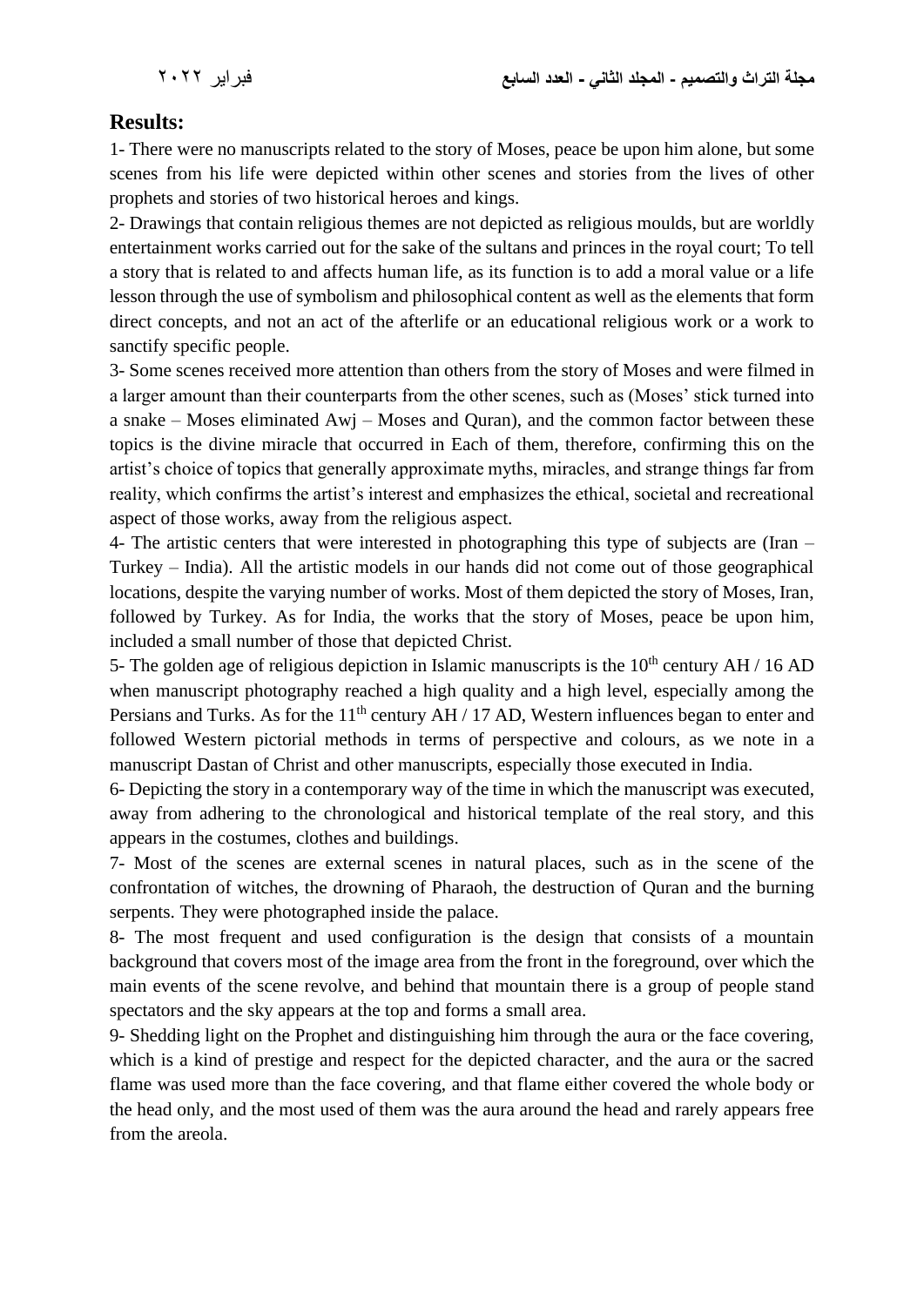## Results:

1- There were no manuscripts related to the story of Moses, peace be upon him alone, but some scenes from his life were depicted within other scenes and stories from the lives of other prophets and stories of two historical heroes and kings.

2- Drawings that contain religious themes are not depicted as religious moulds, but are worldly entertainment works carried out for the sake of the sultans and princes in the royal court; To tell a story that is related to and affects human life, as its function is to add a moral value or a life lesson through the use of symbolism and philosophical content as well as the elements that form direct concepts, and not an act of the afterlife or an educational religious work or a work to sanctify specific people.

3- Some scenes received more attention than others from the story of Moses and were filmed in a larger amount than their counterparts from the other scenes, such as (Moses' stick turned into a snake – Moses eliminated Awj – Moses and Quran), and the common factor between these topics is the divine miracle that occurred in Each of them, therefore, confirming this on the artist's choice of topics that generally approximate myths, miracles, and strange things far from reality, which confirms the artist's interest and emphasizes the ethical, societal and recreational aspect of those works, away from the religious aspect.

4- The artistic centers that were interested in photographing this type of subjects are (Iran – Turkey – India). All the artistic models in our hands did not come out of those geographical locations, despite the varying number of works. Most of them depicted the story of Moses, Iran, followed by Turkey. As for India, the works that the story of Moses, peace be upon him, included a small number of those that depicted Christ.

5- The golden age of religious depiction in Islamic manuscripts is the 10th century AH / 16 AD when manuscript photography reached a high quality and a high level, especially among the Persians and Turks. As for the 11th century AH / 17 AD, Western influences began to enter and followed Western pictorial methods in terms of perspective and colours, as we note in a manuscript Dastan of Christ and other manuscripts, especially those executed in India.

6- Depicting the story in a contemporary way of the time in which the manuscript was executed, away from adhering to the chronological and historical template of the real story, and this appears in the costumes, clothes and buildings.

7- Most of the scenes are external scenes in natural places, such as in the scene of the confrontation of witches, the drowning of Pharaoh, the destruction of Quran and the burning serpents. They were photographed inside the palace.

8- The most frequent and used configuration is the design that consists of a mountain background that covers most of the image area from the front in the foreground, over which the main events of the scene revolve, and behind that mountain there is a group of people stand spectators and the sky appears at the top and forms a small area.

9- Shedding light on the Prophet and distinguishing him through the aura or the face covering, which is a kind of prestige and respect for the depicted character, and the aura or the sacred flame was used more than the face covering, and that flame either covered the whole body or the head only, and the most used of them was the aura around the head and rarely appears free from the areola.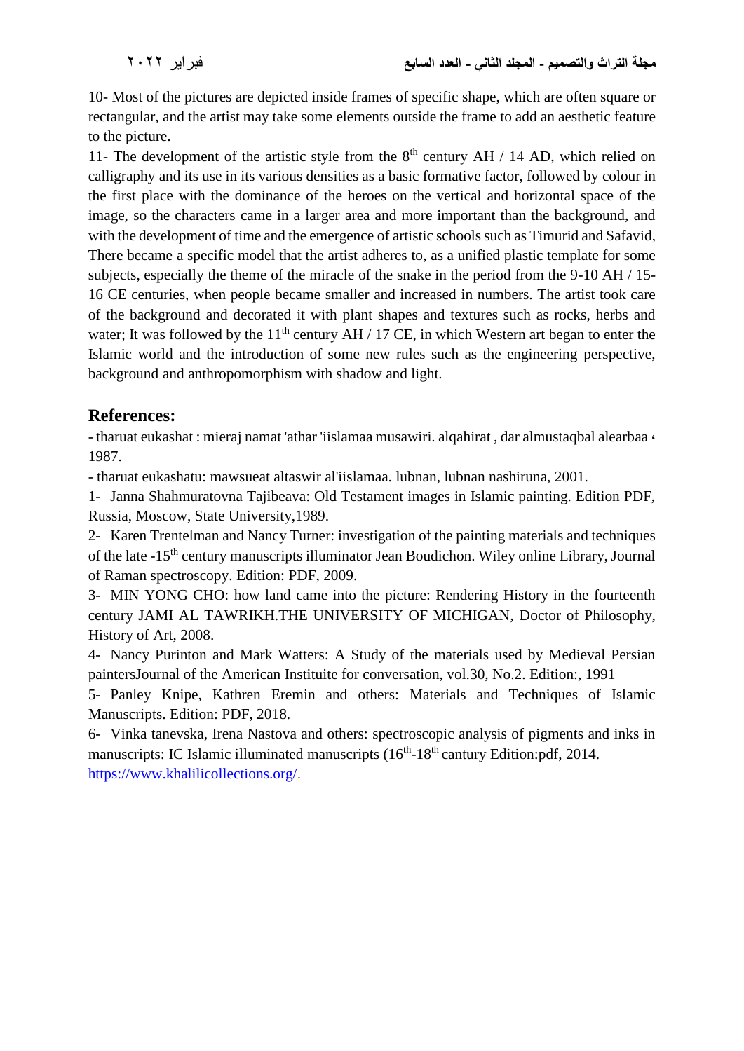10- Most of the pictures are depicted inside frames of specific shape, which are often square or rectangular, and the artist may take some elements outside the frame to add an aesthetic feature to the picture.

11- The development of the artistic style from the 8th century AH / 14 AD, which relied on calligraphy and its use in its various densities as a basic formative factor, followed by colour in the first place with the dominance of the heroes on the vertical and horizontal space of the image, so the characters came in a larger area and more important than the background, and with the development of time and the emergence of artistic schools such as Timurid and Safavid, There became a specific model that the artist adheres to, as a unified plastic template for some subjects, especially the theme of the miracle of the snake in the period from the 9-10 AH / 15-16 CE centuries, when people became smaller and increased in numbers. The artist took care of the background and decorated it with plant shapes and textures such as rocks, herbs and water; It was followed by the 11th century AH / 17 CE, in which Western art began to enter the Islamic world and the introduction of some new rules such as the engineering perspective, background and anthropomorphism with shadow and light.

## References:

- tharuat eukashat : mieraj namat 'athar 'iislamaa musawiri. alqahirat , dar almustaqbal alearbaa ، 1987.
- tharuat eukashatu: mawsueat altaswir al'iislamaa. lubnan, lubnan nashiruna, 2001.

1- Janna Shahmuratovna Tajibeava: Old Testament images in Islamic painting. Edition PDF, Russia, Moscow, State University,1989.

2- Karen Trentelman and Nancy Turner: investigation of the painting materials and techniques of the late -15th century manuscripts illuminator Jean Boudichon. Wiley online Library, Journal of Raman spectroscopy. Edition: PDF, 2009.

3- MIN YONG CHO: how land came into the picture: Rendering History in the fourteenth century JAMI AL TAWRIKH.THE UNIVERSITY OF MICHIGAN, Doctor of Philosophy, History of Art, 2008.

4- Nancy Purinton and Mark Watters: A Study of the materials used by Medieval Persian paintersJournal of the American Instituite for conversation, vol.30, No.2. Edition:, 1991

5- Panley Knipe, Kathren Eremin and others: Materials and Techniques of Islamic Manuscripts. Edition: PDF, 2018.

6- Vinka tanevska, Irena Nastova and others: spectroscopic analysis of pigments and inks in manuscripts: IC Islamic illuminated manuscripts (16th-18th cantury Edition:pdf, 2014.

https://www.khalilicollections.org/.